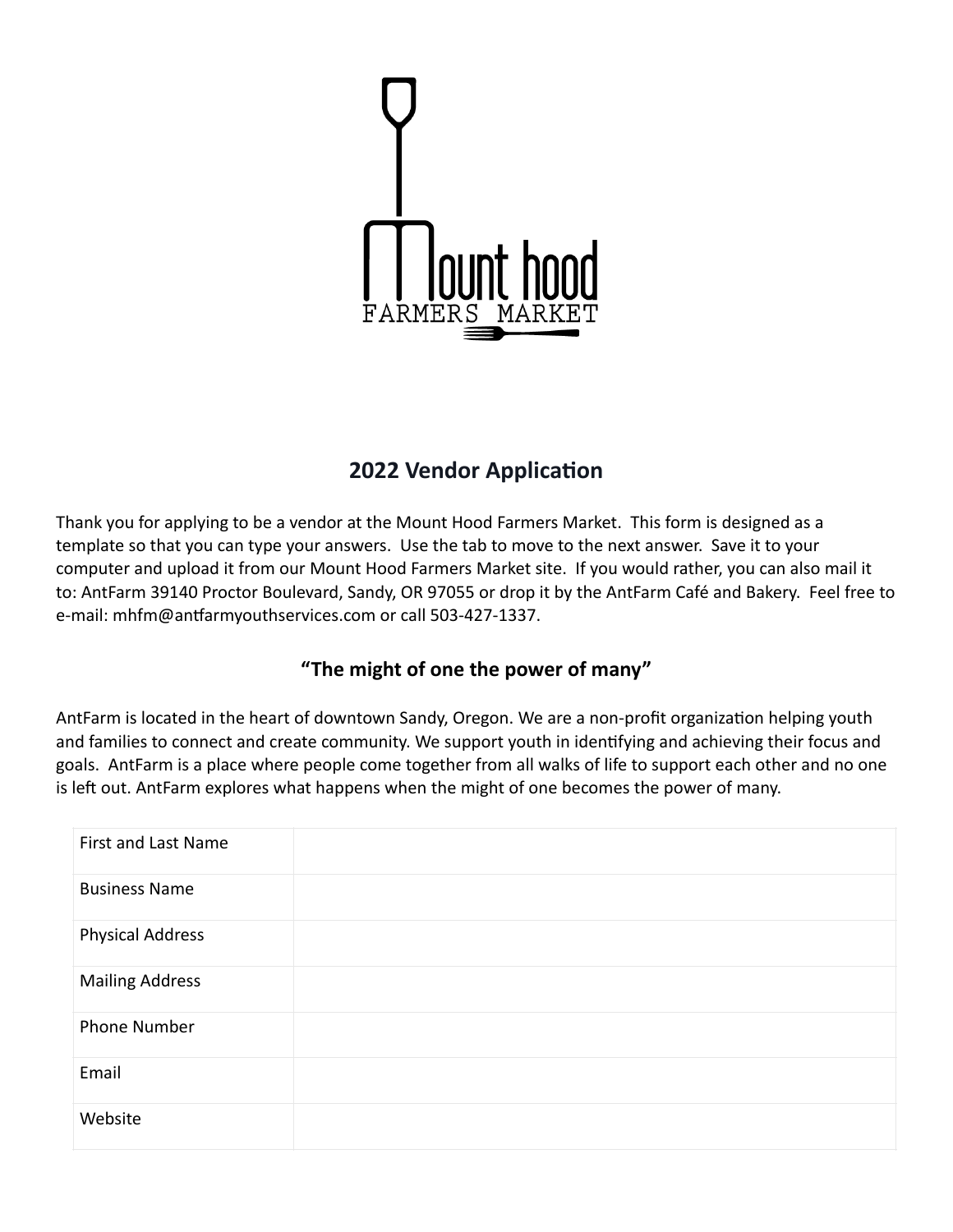Mount hood

FARMERS MARKET

## 2022 Vendor Application

Thank you for applying to be a vendor at the Mount Hood Farmers Market. This form is designed as a template so that you can type your answers. Use the tab to move to the next answer. Save it to your computer and upload it from our Mount Hood Farmers Market site. If you would rather, you can also mail it to: AntFarm 39140 Proctor Boulevard, Sandy, OR 97055 or drop it by the AntFarm Café and Bakery. Feel free to e-mail: mhfm@antfarmyouthservices.com or call 503-427-1337.

### "The might of one the power of many"

AntFarm is located in the heart of downtown Sandy, Oregon. We are a non-profit organization helping youth and families to connect and create community. We support youth in identifying and achieving their focus and goals. AntFarm is a place where people come together from all walks of life to support each other and no one is left out. AntFarm explores what happens when the might of one becomes the power of many.

| | |
|---|---|
| First and Last Name | |
| Business Name | |
| Physical Address | |
| Mailing Address | |
| Phone Number | |
| Email | |
| Website | |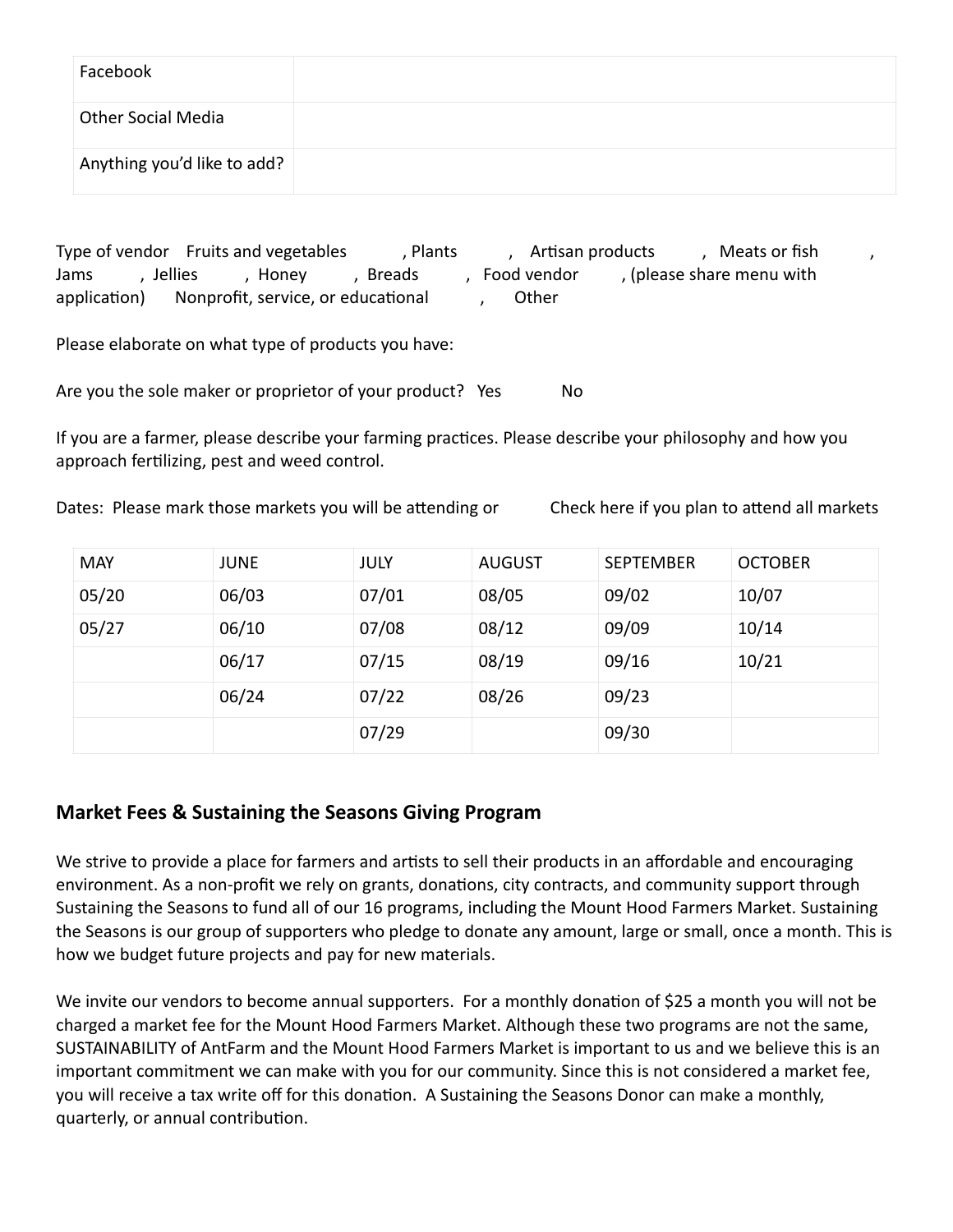| Facebook | |
|---|---|
| Other Social Media | |
| Anything you'd like to add? | |

Type of vendor Fruits and vegetables , Plants , Artisan products , Meats or fish , Jams , Jellies , Honey , Breads , Food vendor , (please share menu with application) Nonprofit, service, or educational , Other

Please elaborate on what type of products you have:

Are you the sole maker or proprietor of your product? Yes No

If you are a farmer, please describe your farming practices. Please describe your philosophy and how you approach fertilizing, pest and weed control.

Dates: Please mark those markets you will be attending or Check here if you plan to attend all markets

| MAY | JUNE | JULY | AUGUST | SEPTEMBER | OCTOBER |
|---|---|---|---|---|---|
| 05/20 | 06/03 | 07/01 | 08/05 | 09/02 | 10/07 |
| 05/27 | 06/10 | 07/08 | 08/12 | 09/09 | 10/14 |
| | 06/17 | 07/15 | 08/19 | 09/16 | 10/21 |
| | 06/24 | 07/22 | 08/26 | 09/23 | |
| | | 07/29 | | 09/30 | |

## Market Fees & Sustaining the Seasons Giving Program

We strive to provide a place for farmers and artists to sell their products in an affordable and encouraging environment. As a non-profit we rely on grants, donations, city contracts, and community support through Sustaining the Seasons to fund all of our 16 programs, including the Mount Hood Farmers Market. Sustaining the Seasons is our group of supporters who pledge to donate any amount, large or small, once a month. This is how we budget future projects and pay for new materials.

We invite our vendors to become annual supporters. For a monthly donation of $25 a month you will not be charged a market fee for the Mount Hood Farmers Market. Although these two programs are not the same, SUSTAINABILITY of AntFarm and the Mount Hood Farmers Market is important to us and we believe this is an important commitment we can make with you for our community. Since this is not considered a market fee, you will receive a tax write off for this donation. A Sustaining the Seasons Donor can make a monthly, quarterly, or annual contribution.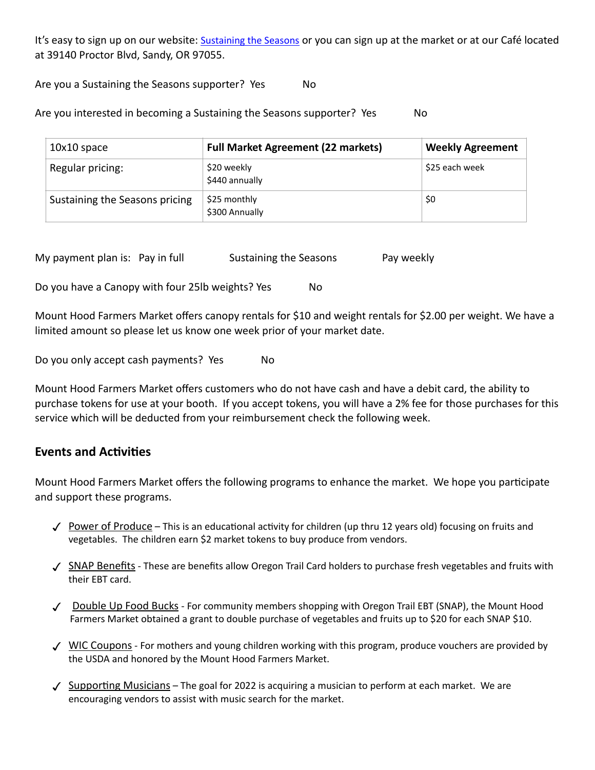It's easy to sign up on our website: [Sustaining the Seasons]() or you can sign up at the market or at our Café located at 39140 Proctor Blvd, Sandy, OR 97055.

Are you a Sustaining the Seasons supporter? Yes No

Are you interested in becoming a Sustaining the Seasons supporter? Yes No

| 10x10 space | **Full Market Agreement (22 markets)** | **Weekly Agreement** |
|---|---|---|
| Regular pricing: | $20 weekly<br>$440 annually | $25 each week |
| Sustaining the Seasons pricing | $25 monthly<br>$300 Annually | $0 |

My payment plan is: Pay in full Sustaining the Seasons Pay weekly

Do you have a Canopy with four 25lb weights? Yes No

Mount Hood Farmers Market offers canopy rentals for $10 and weight rentals for $2.00 per weight. We have a limited amount so please let us know one week prior of your market date.

Do you only accept cash payments? Yes No

Mount Hood Farmers Market offers customers who do not have cash and have a debit card, the ability to purchase tokens for use at your booth. If you accept tokens, you will have a 2% fee for those purchases for this service which will be deducted from your reimbursement check the following week.

## Events and Activities

Mount Hood Farmers Market offers the following programs to enhance the market. We hope you participate and support these programs.

- ✓ Power of Produce – This is an educational activity for children (up thru 12 years old) focusing on fruits and vegetables. The children earn $2 market tokens to buy produce from vendors.
- ✓ SNAP Benefits - These are benefits allow Oregon Trail Card holders to purchase fresh vegetables and fruits with their EBT card.
- ✓ Double Up Food Bucks - For community members shopping with Oregon Trail EBT (SNAP), the Mount Hood Farmers Market obtained a grant to double purchase of vegetables and fruits up to $20 for each SNAP $10.
- ✓ WIC Coupons - For mothers and young children working with this program, produce vouchers are provided by the USDA and honored by the Mount Hood Farmers Market.
- ✓ Supporting Musicians – The goal for 2022 is acquiring a musician to perform at each market. We are encouraging vendors to assist with music search for the market.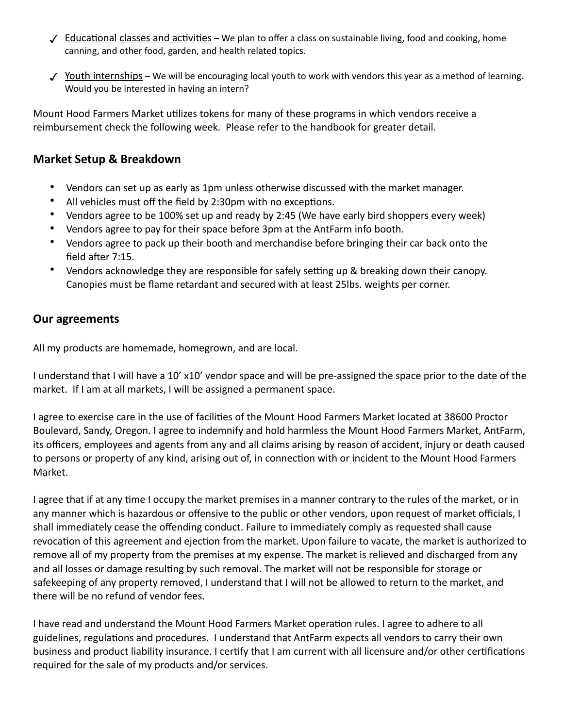- ✓ <u>Educational classes and activities</u> – We plan to offer a class on sustainable living, food and cooking, home canning, and other food, garden, and health related topics.

- ✓ <u>Youth internships</u> – We will be encouraging local youth to work with vendors this year as a method of learning. Would you be interested in having an intern?

Mount Hood Farmers Market utilizes tokens for many of these programs in which vendors receive a reimbursement check the following week. Please refer to the handbook for greater detail.

## Market Setup & Breakdown

- Vendors can set up as early as 1pm unless otherwise discussed with the market manager.
- All vehicles must off the field by 2:30pm with no exceptions.
- Vendors agree to be 100% set up and ready by 2:45 (We have early bird shoppers every week)
- Vendors agree to pay for their space before 3pm at the AntFarm info booth.
- Vendors agree to pack up their booth and merchandise before bringing their car back onto the field after 7:15.
- Vendors acknowledge they are responsible for safely setting up & breaking down their canopy. Canopies must be flame retardant and secured with at least 25lbs. weights per corner.

## Our agreements

All my products are homemade, homegrown, and are local.

I understand that I will have a 10' x10' vendor space and will be pre-assigned the space prior to the date of the market. If I am at all markets, I will be assigned a permanent space.

I agree to exercise care in the use of facilities of the Mount Hood Farmers Market located at 38600 Proctor Boulevard, Sandy, Oregon. I agree to indemnify and hold harmless the Mount Hood Farmers Market, AntFarm, its officers, employees and agents from any and all claims arising by reason of accident, injury or death caused to persons or property of any kind, arising out of, in connection with or incident to the Mount Hood Farmers Market.

I agree that if at any time I occupy the market premises in a manner contrary to the rules of the market, or in any manner which is hazardous or offensive to the public or other vendors, upon request of market officials, I shall immediately cease the offending conduct. Failure to immediately comply as requested shall cause revocation of this agreement and ejection from the market. Upon failure to vacate, the market is authorized to remove all of my property from the premises at my expense. The market is relieved and discharged from any and all losses or damage resulting by such removal. The market will not be responsible for storage or safekeeping of any property removed, I understand that I will not be allowed to return to the market, and there will be no refund of vendor fees.

I have read and understand the Mount Hood Farmers Market operation rules. I agree to adhere to all guidelines, regulations and procedures. I understand that AntFarm expects all vendors to carry their own business and product liability insurance. I certify that I am current with all licensure and/or other certifications required for the sale of my products and/or services.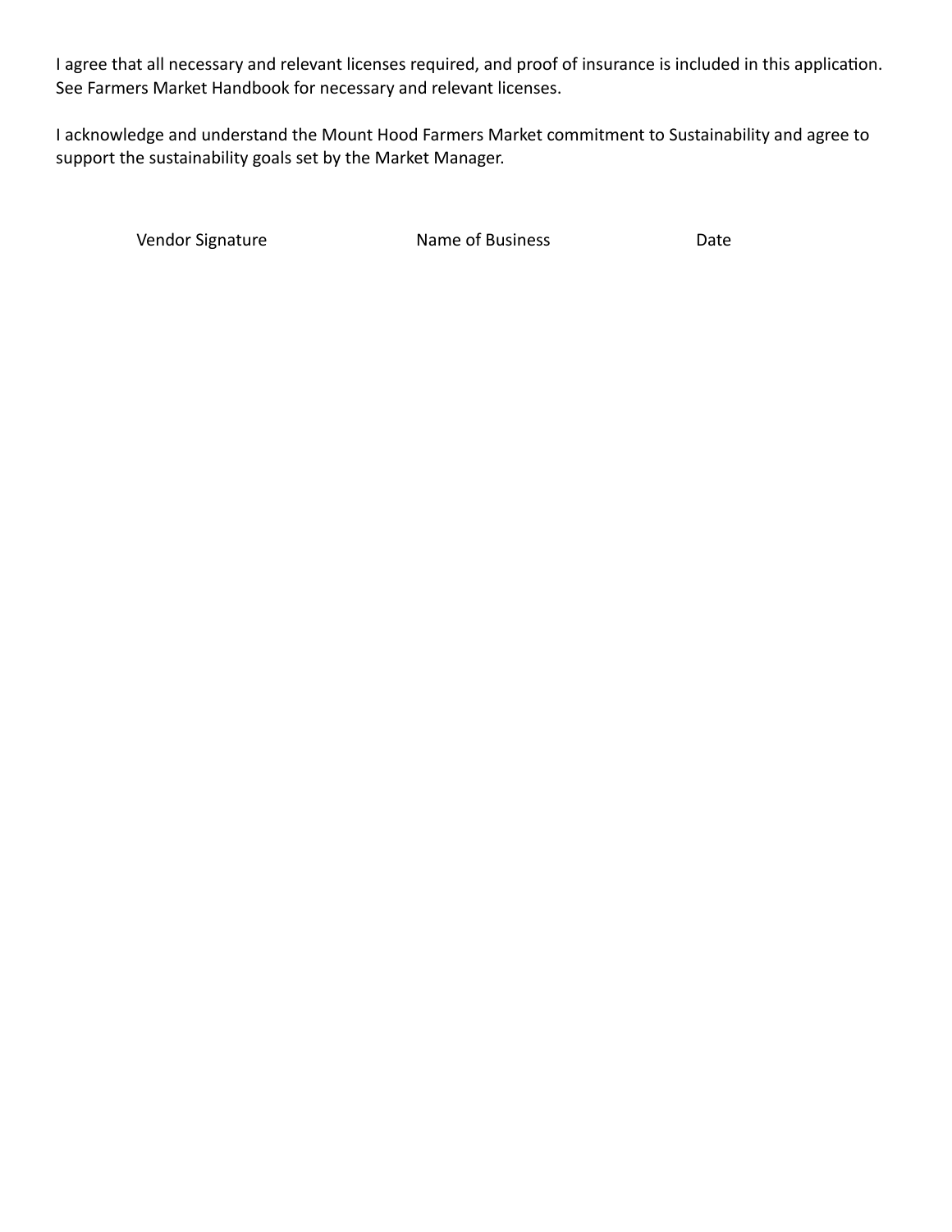I agree that all necessary and relevant licenses required, and proof of insurance is included in this application. See Farmers Market Handbook for necessary and relevant licenses.

I acknowledge and understand the Mount Hood Farmers Market commitment to Sustainability and agree to support the sustainability goals set by the Market Manager.

| Vendor Signature | Name of Business | Date |
|---|---|---|